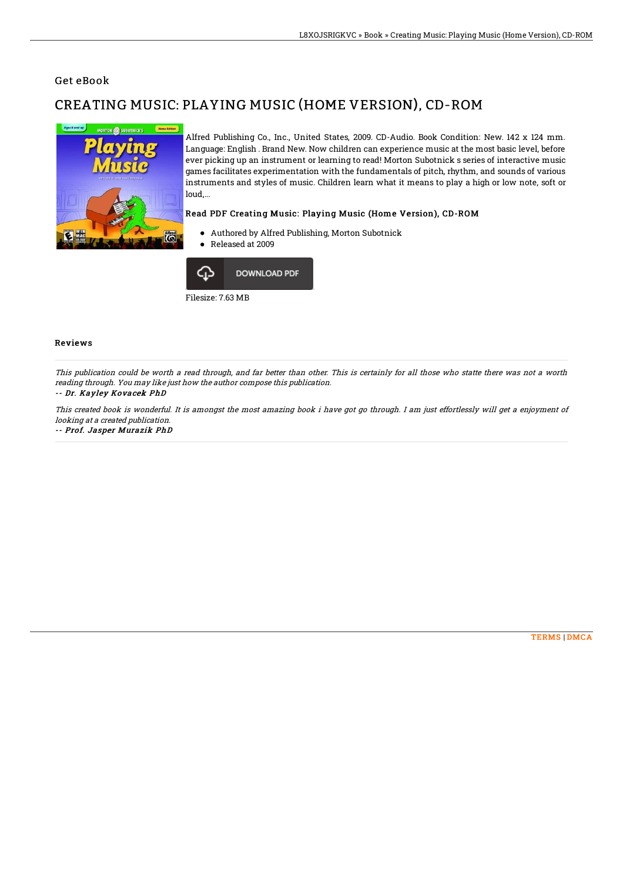Get eBook

# CREATING MUSIC: PLAYING MUSIC (HOME VERSION), CD-ROM

Alfred Publishing Co., Inc., United States, 2009. CD-Audio. Book Condition: New. 142 x 124 mm. Language: English . Brand New. Now children can experience music at the most basic level, before ever picking up an instrument or learning to read! Morton Subotnick s series of interactive music games facilitates experimentation with the fundamentals of pitch, rhythm, and sounds of various instruments and styles of music. Children learn what it means to play a high or low note, soft or loud,...

### Read PDF Creating Music: Playing Music (Home Version), CD-ROM

- Authored by Alfred Publishing, Morton Subotnick
- Released at 2009

DOWNLOAD PDF

Filesize: 7.63 MB

### Reviews

*This publication could be worth a read through, and far better than other. This is certainly for all those who statte there was not a worth reading through. You may like just how the author compose this publication.*

*-- Dr. Kayley Kovacek PhD*

*This created book is wonderful. It is amongst the most amazing book i have got go through. I am just effortlessly will get a enjoyment of looking at a created publication.*

*-- Prof. Jasper Murazik PhD*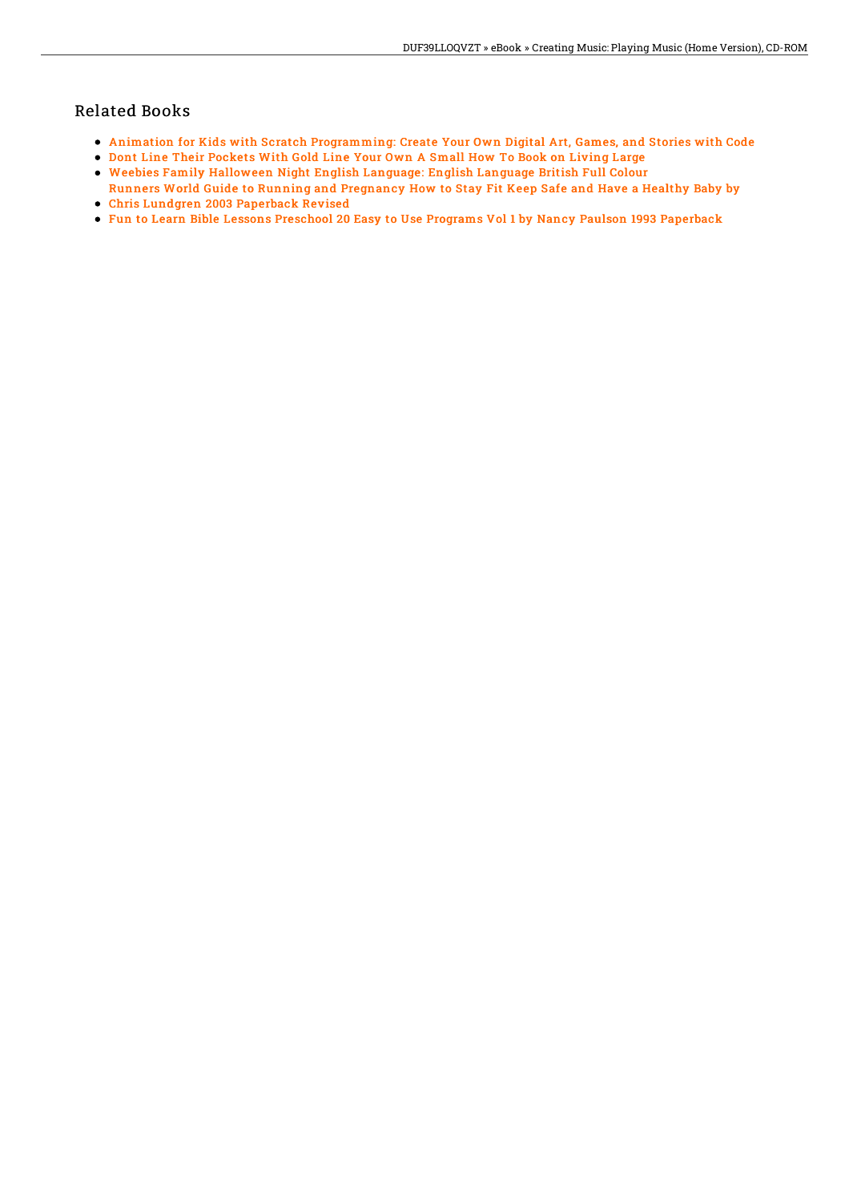## Related Books

- Animation for Kids with Scratch Programming: Create Your Own Digital Art, Games, and Stories with Code
- Dont Line Their Pockets With Gold Line Your Own A Small How To Book on Living Large
- Weebies Family Halloween Night English Language: English Language British Full Colour
- Runners World Guide to Running and Pregnancy How to Stay Fit Keep Safe and Have a Healthy Baby by Chris Lundgren 2003 Paperback Revised
- Fun to Learn Bible Lessons Preschool 20 Easy to Use Programs Vol 1 by Nancy Paulson 1993 Paperback